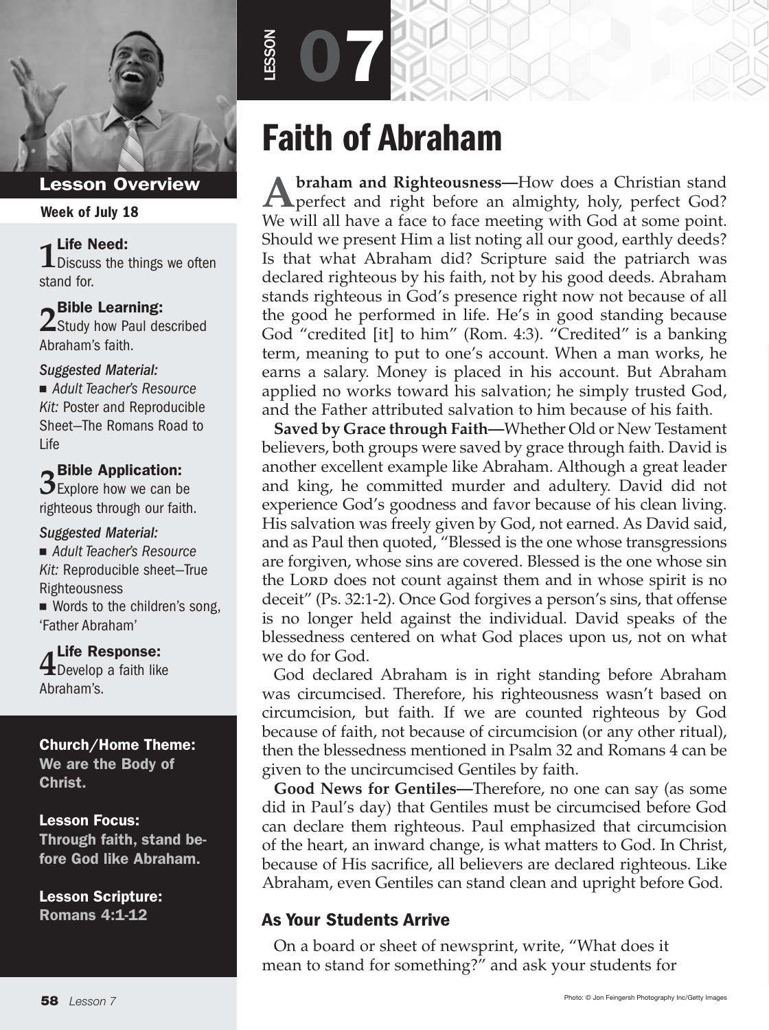LESSON 07

# Faith of Abraham

## Lesson Overview

**Week of July 18**

**1 Life Need:** Discuss the things we often stand for.

**2 Bible Learning:** Study how Paul described Abraham's faith.

*Suggested Material:*

- *Adult Teacher's Resource Kit:* Poster and Reproducible Sheet—The Romans Road to Life

**3 Bible Application:** Explore how we can be righteous through our faith.

*Suggested Material:*

- *Adult Teacher's Resource Kit:* Reproducible sheet—True Righteousness
- Words to the children's song, 'Father Abraham'

**4 Life Response:** Develop a faith like Abraham's.

**Church/Home Theme:**
We are the Body of Christ.

**Lesson Focus:**
Through faith, stand before God like Abraham.

**Lesson Scripture:**
Romans 4:1-12

**Abraham and Righteousness—**How does a Christian stand perfect and right before an almighty, holy, perfect God? We will all have a face to face meeting with God at some point. Should we present Him a list noting all our good, earthly deeds? Is that what Abraham did? Scripture said the patriarch was declared righteous by his faith, not by his good deeds. Abraham stands righteous in God's presence right now not because of all the good he performed in life. He's in good standing because God "credited [it] to him" (Rom. 4:3). "Credited" is a banking term, meaning to put to one's account. When a man works, he earns a salary. Money is placed in his account. But Abraham applied no works toward his salvation; he simply trusted God, and the Father attributed salvation to him because of his faith.

**Saved by Grace through Faith—**Whether Old or New Testament believers, both groups were saved by grace through faith. David is another excellent example like Abraham. Although a great leader and king, he committed murder and adultery. David did not experience God's goodness and favor because of his clean living. His salvation was freely given by God, not earned. As David said, and as Paul then quoted, "Blessed is the one whose transgressions are forgiven, whose sins are covered. Blessed is the one whose sin the Lord does not count against them and in whose spirit is no deceit" (Ps. 32:1-2). Once God forgives a person's sins, that offense is no longer held against the individual. David speaks of the blessedness centered on what God places upon us, not on what we do for God.

God declared Abraham is in right standing before Abraham was circumcised. Therefore, his righteousness wasn't based on circumcision, but faith. If we are counted righteous by God because of faith, not because of circumcision (or any other ritual), then the blessedness mentioned in Psalm 32 and Romans 4 can be given to the uncircumcised Gentiles by faith.

**Good News for Gentiles—**Therefore, no one can say (as some did in Paul's day) that Gentiles must be circumcised before God can declare them righteous. Paul emphasized that circumcision of the heart, an inward change, is what matters to God. In Christ, because of His sacrifice, all believers are declared righteous. Like Abraham, even Gentiles can stand clean and upright before God.

### As Your Students Arrive

On a board or sheet of newsprint, write, "What does it mean to stand for something?" and ask your students for

Photo: © Jon Feingersh Photography Inc/Getty Images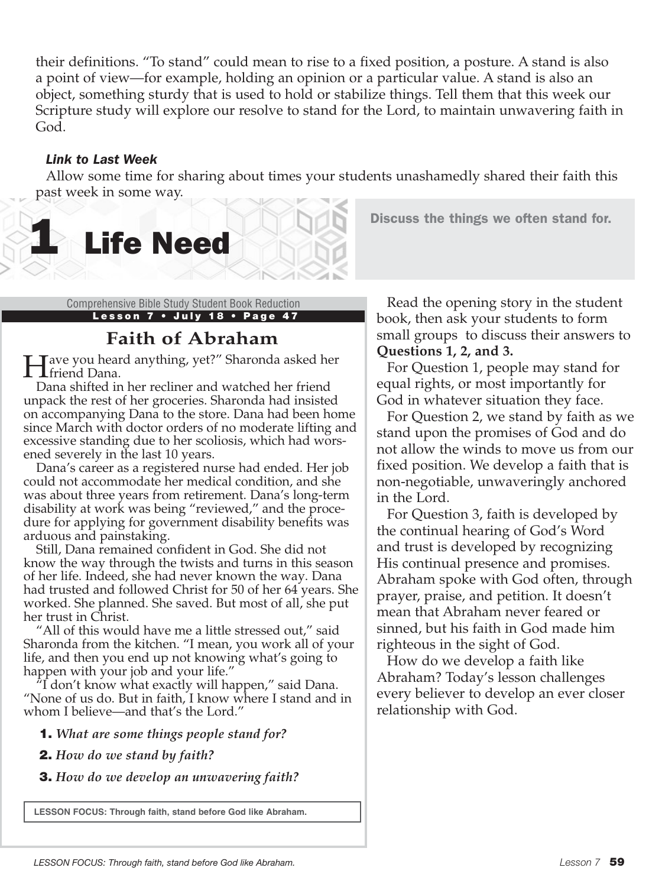their definitions. "To stand" could mean to rise to a fixed position, a posture. A stand is also a point of view—for example, holding an opinion or a particular value. A stand is also an object, something sturdy that is used to hold or stabilize things. Tell them that this week our Scripture study will explore our resolve to stand for the Lord, to maintain unwavering faith in God.

***Link to Last Week***

Allow some time for sharing about times your students unashamedly shared their faith this past week in some way.

# 1 Life Need

**Discuss the things we often stand for.**

Comprehensive Bible Study Student Book Reduction
**Lesson 7 • July 18 • Page 47**

## Faith of Abraham

"Have you heard anything, yet?" Sharonda asked her friend Dana.

Dana shifted in her recliner and watched her friend unpack the rest of her groceries. Sharonda had insisted on accompanying Dana to the store. Dana had been home since March with doctor orders of no moderate lifting and excessive standing due to her scoliosis, which had worsened severely in the last 10 years.

Dana's career as a registered nurse had ended. Her job could not accommodate her medical condition, and she was about three years from retirement. Dana's long-term disability at work was being "reviewed," and the procedure for applying for government disability benefits was arduous and painstaking.

Still, Dana remained confident in God. She did not know the way through the twists and turns in this season of her life. Indeed, she had never known the way. Dana had trusted and followed Christ for 50 of her 64 years. She worked. She planned. She saved. But most of all, she put her trust in Christ.

"All of this would have me a little stressed out," said Sharonda from the kitchen. "I mean, you work all of your life, and then you end up not knowing what's going to happen with your job and your life."

"I don't know what exactly will happen," said Dana. "None of us do. But in faith, I know where I stand and in whom I believe—and that's the Lord."

1. *What are some things people stand for?*
2. *How do we stand by faith?*
3. *How do we develop an unwavering faith?*

**LESSON FOCUS: Through faith, stand before God like Abraham.**

Read the opening story in the student book, then ask your students to form small groups to discuss their answers to **Questions 1, 2, and 3.**

For Question 1, people may stand for equal rights, or most importantly for God in whatever situation they face.

For Question 2, we stand by faith as we stand upon the promises of God and do not allow the winds to move us from our fixed position. We develop a faith that is non-negotiable, unwaveringly anchored in the Lord.

For Question 3, faith is developed by the continual hearing of God's Word and trust is developed by recognizing His continual presence and promises. Abraham spoke with God often, through prayer, praise, and petition. It doesn't mean that Abraham never feared or sinned, but his faith in God made him righteous in the sight of God.

How do we develop a faith like Abraham? Today's lesson challenges every believer to develop an ever closer relationship with God.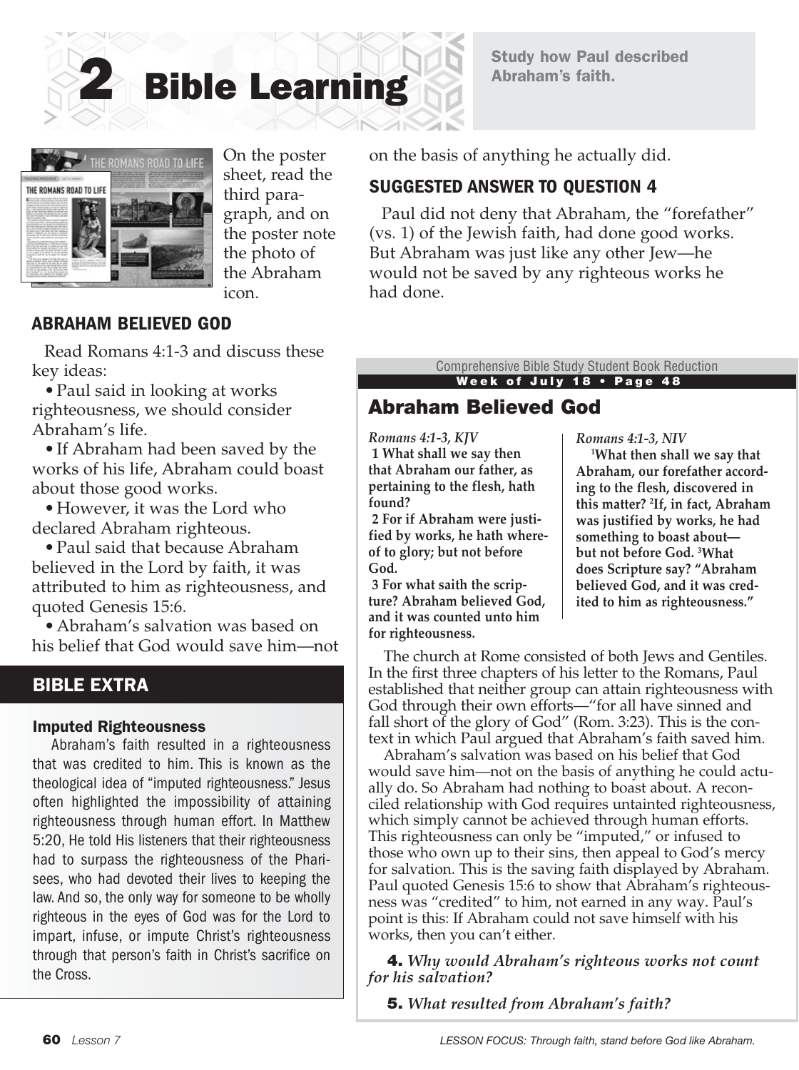# 2 Bible Learning

**Study how Paul described Abraham's faith.**

On the poster sheet, read the third paragraph, and on the poster note the photo of the Abraham icon.

## ABRAHAM BELIEVED GOD

Read Romans 4:1-3 and discuss these key ideas:

- Paul said in looking at works righteousness, we should consider Abraham's life.
- If Abraham had been saved by the works of his life, Abraham could boast about those good works.
- However, it was the Lord who declared Abraham righteous.
- Paul said that because Abraham believed in the Lord by faith, it was attributed to him as righteousness, and quoted Genesis 15:6.
- Abraham's salvation was based on his belief that God would save him—not on the basis of anything he actually did.

## BIBLE EXTRA

### Imputed Righteousness

Abraham's faith resulted in a righteousness that was credited to him. This is known as the theological idea of "imputed righteousness." Jesus often highlighted the impossibility of attaining righteousness through human effort. In Matthew 5:20, He told His listeners that their righteousness had to surpass the righteousness of the Pharisees, who had devoted their lives to keeping the law. And so, the only way for someone to be wholly righteous in the eyes of God was for the Lord to impart, infuse, or impute Christ's righteousness through that person's faith in Christ's sacrifice on the Cross.

## SUGGESTED ANSWER TO QUESTION 4

Paul did not deny that Abraham, the "forefather" (vs. 1) of the Jewish faith, had done good works. But Abraham was just like any other Jew—he would not be saved by any righteous works he had done.

Comprehensive Bible Study Student Book Reduction
**Week of July 18 • Page 48**

## Abraham Believed God

*Romans 4:1-3, KJV*

**1 What shall we say then that Abraham our father, as pertaining to the flesh, hath found?**
**2 For if Abraham were justified by works, he hath whereof to glory; but not before God.**
**3 For what saith the scripture? Abraham believed God, and it was counted unto him for righteousness.**

*Romans 4:1-3, NIV*

**[1]What then shall we say that Abraham, our forefather according to the flesh, discovered in this matter? [2]If, in fact, Abraham was justified by works, he had something to boast about—but not before God. [3]What does Scripture say? "Abraham believed God, and it was credited to him as righteousness."**

The church at Rome consisted of both Jews and Gentiles. In the first three chapters of his letter to the Romans, Paul established that neither group can attain righteousness with God through their own efforts—"for all have sinned and fall short of the glory of God" (Rom. 3:23). This is the context in which Paul argued that Abraham's faith saved him.

Abraham's salvation was based on his belief that God would save him—not on the basis of anything he could actually do. So Abraham had nothing to boast about. A reconciled relationship with God requires untainted righteousness, which simply cannot be achieved through human efforts. This righteousness can only be "imputed," or infused to those who own up to their sins, then appeal to God's mercy for salvation. This is the saving faith displayed by Abraham. Paul quoted Genesis 15:6 to show that Abraham's righteousness was "credited" to him, not earned in any way. Paul's point is this: If Abraham could not save himself with his works, then you can't either.

**4.** *Why would Abraham's righteous works not count for his salvation?*

**5.** *What resulted from Abraham's faith?*

LESSON FOCUS: Through faith, stand before God like Abraham.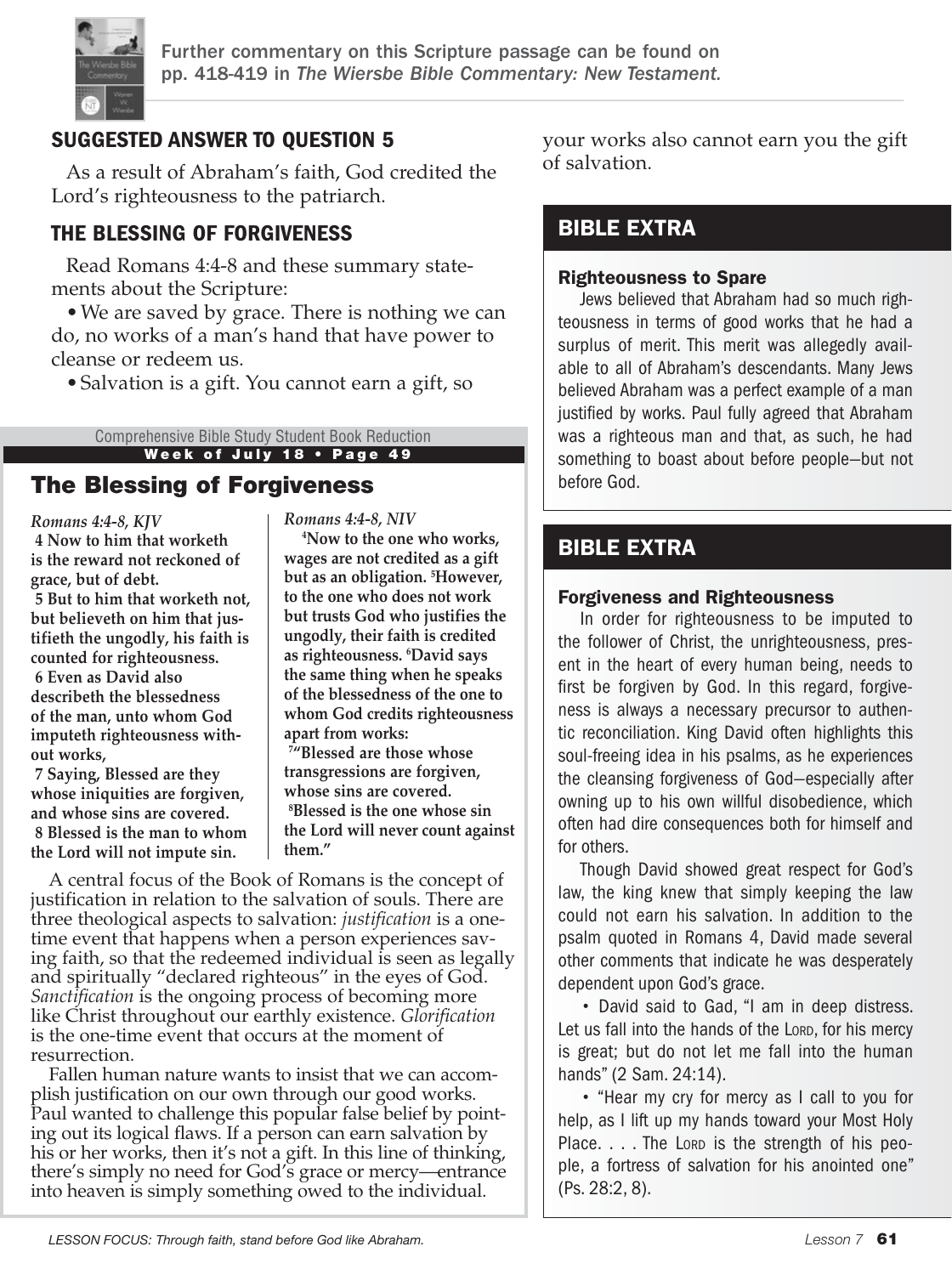Further commentary on this Scripture passage can be found on pp. 418-419 in *The Wiersbe Bible Commentary: New Testament.*

## SUGGESTED ANSWER TO QUESTION 5

As a result of Abraham's faith, God credited the Lord's righteousness to the patriarch.

## THE BLESSING OF FORGIVENESS

Read Romans 4:4-8 and these summary statements about the Scripture:

- We are saved by grace. There is nothing we can do, no works of a man's hand that have power to cleanse or redeem us.
- Salvation is a gift. You cannot earn a gift, so your works also cannot earn you the gift of salvation.

Comprehensive Bible Study Student Book Reduction
**Week of July 18 • Page 49**

### The Blessing of Forgiveness

*Romans 4:4-8, KJV*

**4 Now to him that worketh is the reward not reckoned of grace, but of debt.**
**5 But to him that worketh not, but believeth on him that justifieth the ungodly, his faith is counted for righteousness.**
**6 Even as David also describeth the blessedness of the man, unto whom God imputeth righteousness without works,**
**7 Saying, Blessed are they whose iniquities are forgiven, and whose sins are covered.**
**8 Blessed is the man to whom the Lord will not impute sin.**

*Romans 4:4-8, NIV*

**[4]Now to the one who works, wages are not credited as a gift but as an obligation. [5]However, to the one who does not work but trusts God who justifies the ungodly, their faith is credited as righteousness. [6]David says the same thing when he speaks of the blessedness of the one to whom God credits righteousness apart from works:**
**[7]"Blessed are those whose transgressions are forgiven, whose sins are covered.**
**[8]Blessed is the one whose sin the Lord will never count against them."**

A central focus of the Book of Romans is the concept of justification in relation to the salvation of souls. There are three theological aspects to salvation: *justification* is a one-time event that happens when a person experiences saving faith, so that the redeemed individual is seen as legally and spiritually "declared righteous" in the eyes of God. *Sanctification* is the ongoing process of becoming more like Christ throughout our earthly existence. *Glorification* is the one-time event that occurs at the moment of resurrection.

Fallen human nature wants to insist that we can accomplish justification on our own through our good works. Paul wanted to challenge this popular false belief by pointing out its logical flaws. If a person can earn salvation by his or her works, then it's not a gift. In this line of thinking, there's simply no need for God's grace or mercy—entrance into heaven is simply something owed to the individual.

## BIBLE EXTRA

### Righteousness to Spare

Jews believed that Abraham had so much righteousness in terms of good works that he had a surplus of merit. This merit was allegedly available to all of Abraham's descendants. Many Jews believed Abraham was a perfect example of a man justified by works. Paul fully agreed that Abraham was a righteous man and that, as such, he had something to boast about before people—but not before God.

## BIBLE EXTRA

### Forgiveness and Righteousness

In order for righteousness to be imputed to the follower of Christ, the unrighteousness, present in the heart of every human being, needs to first be forgiven by God. In this regard, forgiveness is always a necessary precursor to authentic reconciliation. King David often highlights this soul-freeing idea in his psalms, as he experiences the cleansing forgiveness of God—especially after owning up to his own willful disobedience, which often had dire consequences both for himself and for others.

Though David showed great respect for God's law, the king knew that simply keeping the law could not earn his salvation. In addition to the psalm quoted in Romans 4, David made several other comments that indicate he was desperately dependent upon God's grace.

- David said to Gad, "I am in deep distress. Let us fall into the hands of the LORD, for his mercy is great; but do not let me fall into the human hands" (2 Sam. 24:14).
- "Hear my cry for mercy as I call to you for help, as I lift up my hands toward your Most Holy Place. . . . The LORD is the strength of his people, a fortress of salvation for his anointed one" (Ps. 28:2, 8).

LESSON FOCUS: Through faith, stand before God like Abraham.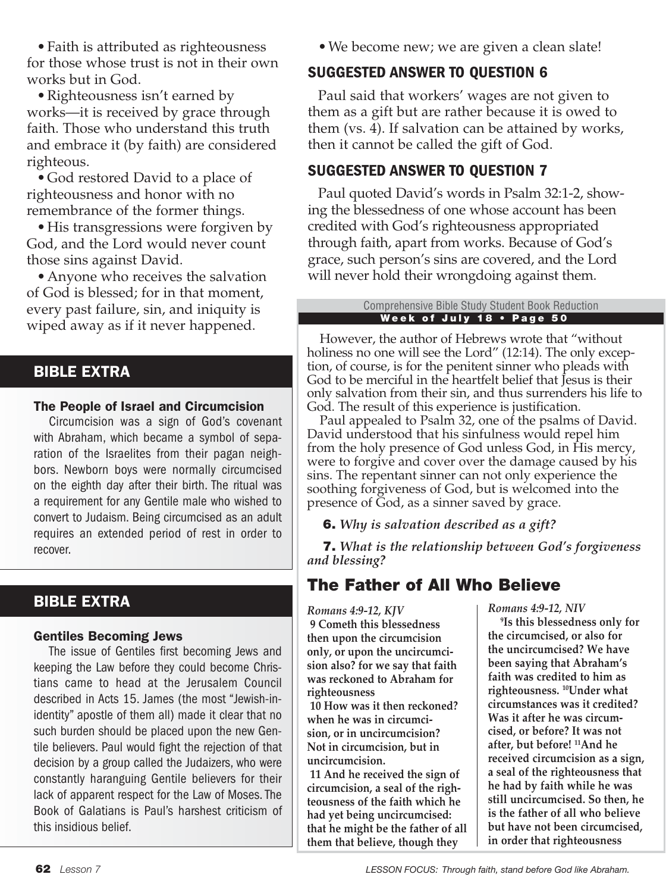• Faith is attributed as righteousness for those whose trust is not in their own works but in God.

• Righteousness isn't earned by works—it is received by grace through faith. Those who understand this truth and embrace it (by faith) are considered righteous.

• God restored David to a place of righteousness and honor with no remembrance of the former things.

• His transgressions were forgiven by God, and the Lord would never count those sins against David.

• Anyone who receives the salvation of God is blessed; for in that moment, every past failure, sin, and iniquity is wiped away as if it never happened.

## BIBLE EXTRA

### The People of Israel and Circumcision

Circumcision was a sign of God's covenant with Abraham, which became a symbol of separation of the Israelites from their pagan neighbors. Newborn boys were normally circumcised on the eighth day after their birth. The ritual was a requirement for any Gentile male who wished to convert to Judaism. Being circumcised as an adult requires an extended period of rest in order to recover.

## BIBLE EXTRA

### Gentiles Becoming Jews

The issue of Gentiles first becoming Jews and keeping the Law before they could become Christians came to head at the Jerusalem Council described in Acts 15. James (the most "Jewish-in-identity" apostle of them all) made it clear that no such burden should be placed upon the new Gentile believers. Paul would fight the rejection of that decision by a group called the Judaizers, who were constantly haranguing Gentile believers for their lack of apparent respect for the Law of Moses. The Book of Galatians is Paul's harshest criticism of this insidious belief.

• We become new; we are given a clean slate!

## SUGGESTED ANSWER TO QUESTION 6

Paul said that workers' wages are not given to them as a gift but are rather because it is owed to them (vs. 4). If salvation can be attained by works, then it cannot be called the gift of God.

## SUGGESTED ANSWER TO QUESTION 7

Paul quoted David's words in Psalm 32:1-2, showing the blessedness of one whose account has been credited with God's righteousness appropriated through faith, apart from works. Because of God's grace, such person's sins are covered, and the Lord will never hold their wrongdoing against them.

Comprehensive Bible Study Student Book Reduction
**Week of July 18 • Page 50**

However, the author of Hebrews wrote that "without holiness no one will see the Lord" (12:14). The only exception, of course, is for the penitent sinner who pleads with God to be merciful in the heartfelt belief that Jesus is their only salvation from their sin, and thus surrenders his life to God. The result of this experience is justification.

Paul appealed to Psalm 32, one of the psalms of David. David understood that his sinfulness would repel him from the holy presence of God unless God, in His mercy, were to forgive and cover over the damage caused by his sins. The repentant sinner can not only experience the soothing forgiveness of God, but is welcomed into the presence of God, as a sinner saved by grace.

**6.** ***Why is salvation described as a gift?***

**7.** ***What is the relationship between God's forgiveness and blessing?***

## The Father of All Who Believe

*Romans 4:9-12, KJV*

**9 Cometh this blessedness then upon the circumcision only, or upon the uncircumcision also? for we say that faith was reckoned to Abraham for righteousness**

**10 How was it then reckoned? when he was in circumcision, or in uncircumcision? Not in circumcision, but in uncircumcision.**

**11 And he received the sign of circumcision, a seal of the righteousness of the faith which he had yet being uncircumcised: that he might be the father of all them that believe, though they**

*Romans 4:9-12, NIV*

**[9]Is this blessedness only for the circumcised, or also for the uncircumcised? We have been saying that Abraham's faith was credited to him as righteousness. [10]Under what circumstances was it credited? Was it after he was circumcised, or before? It was not after, but before! [11]And he received circumcision as a sign, a seal of the righteousness that he had by faith while he was still uncircumcised. So then, he is the father of all who believe but have not been circumcised, in order that righteousness**

LESSON FOCUS: Through faith, stand before God like Abraham.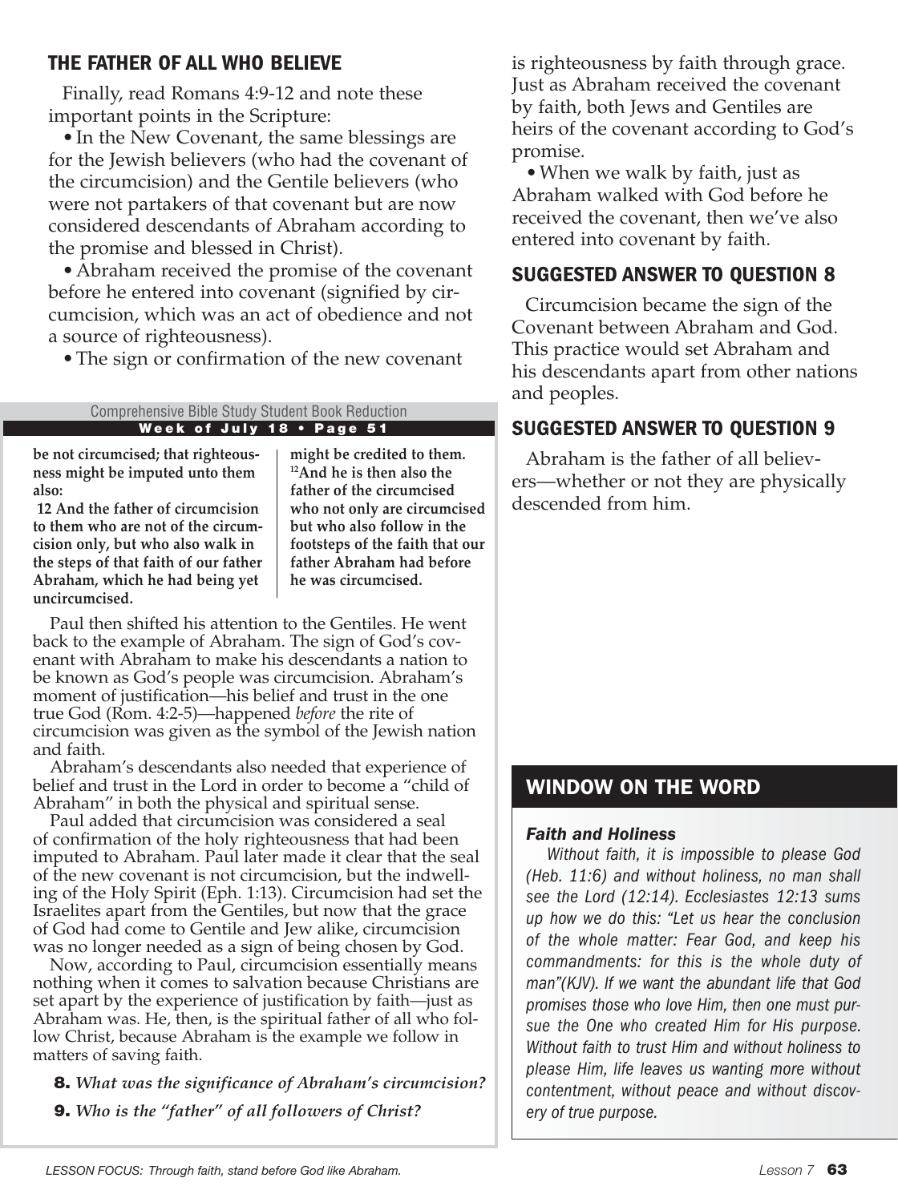## THE FATHER OF ALL WHO BELIEVE

Finally, read Romans 4:9-12 and note these important points in the Scripture:

- In the New Covenant, the same blessings are for the Jewish believers (who had the covenant of the circumcision) and the Gentile believers (who were not partakers of that covenant but are now considered descendants of Abraham according to the promise and blessed in Christ).
- Abraham received the promise of the covenant before he entered into covenant (signified by circumcision, which was an act of obedience and not a source of righteousness).
- The sign or confirmation of the new covenant is righteousness by faith through grace. Just as Abraham received the covenant by faith, both Jews and Gentiles are heirs of the covenant according to God's promise.
- When we walk by faith, just as Abraham walked with God before he received the covenant, then we've also entered into covenant by faith.

Comprehensive Bible Study Student Book Reduction
**Week of July 18 • Page 51**

**be not circumcised; that righteousness might be imputed unto them also:**
**12 And the father of circumcision to them who are not of the circumcision only, but who also walk in the steps of that faith of our father Abraham, which he had being yet uncircumcised.**

**might be credited to them.**
**[12]And he is then also the father of the circumcised who not only are circumcised but who also follow in the footsteps of the faith that our father Abraham had before he was circumcised.**

Paul then shifted his attention to the Gentiles. He went back to the example of Abraham. The sign of God's covenant with Abraham to make his descendants a nation to be known as God's people was circumcision. Abraham's moment of justification—his belief and trust in the one true God (Rom. 4:2-5)—happened *before* the rite of circumcision was given as the symbol of the Jewish nation and faith.

Abraham's descendants also needed that experience of belief and trust in the Lord in order to become a "child of Abraham" in both the physical and spiritual sense.

Paul added that circumcision was considered a seal of confirmation of the holy righteousness that had been imputed to Abraham. Paul later made it clear that the seal of the new covenant is not circumcision, but the indwelling of the Holy Spirit (Eph. 1:13). Circumcision had set the Israelites apart from the Gentiles, but now that the grace of God had come to Gentile and Jew alike, circumcision was no longer needed as a sign of being chosen by God.

Now, according to Paul, circumcision essentially means nothing when it comes to salvation because Christians are set apart by the experience of justification by faith—just as Abraham was. He, then, is the spiritual father of all who follow Christ, because Abraham is the example we follow in matters of saving faith.

**8.** *What was the significance of Abraham's circumcision?*

**9.** *Who is the "father" of all followers of Christ?*

## SUGGESTED ANSWER TO QUESTION 8

Circumcision became the sign of the Covenant between Abraham and God. This practice would set Abraham and his descendants apart from other nations and peoples.

## SUGGESTED ANSWER TO QUESTION 9

Abraham is the father of all believers—whether or not they are physically descended from him.

## WINDOW ON THE WORD

***Faith and Holiness***

*Without faith, it is impossible to please God (Heb. 11:6) and without holiness, no man shall see the Lord (12:14). Ecclesiastes 12:13 sums up how we do this: "Let us hear the conclusion of the whole matter: Fear God, and keep his commandments: for this is the whole duty of man"(KJV). If we want the abundant life that God promises those who love Him, then one must pursue the One who created Him for His purpose. Without faith to trust Him and without holiness to please Him, life leaves us wanting more without contentment, without peace and without discovery of true purpose.*

*LESSON FOCUS: Through faith, stand before God like Abraham.*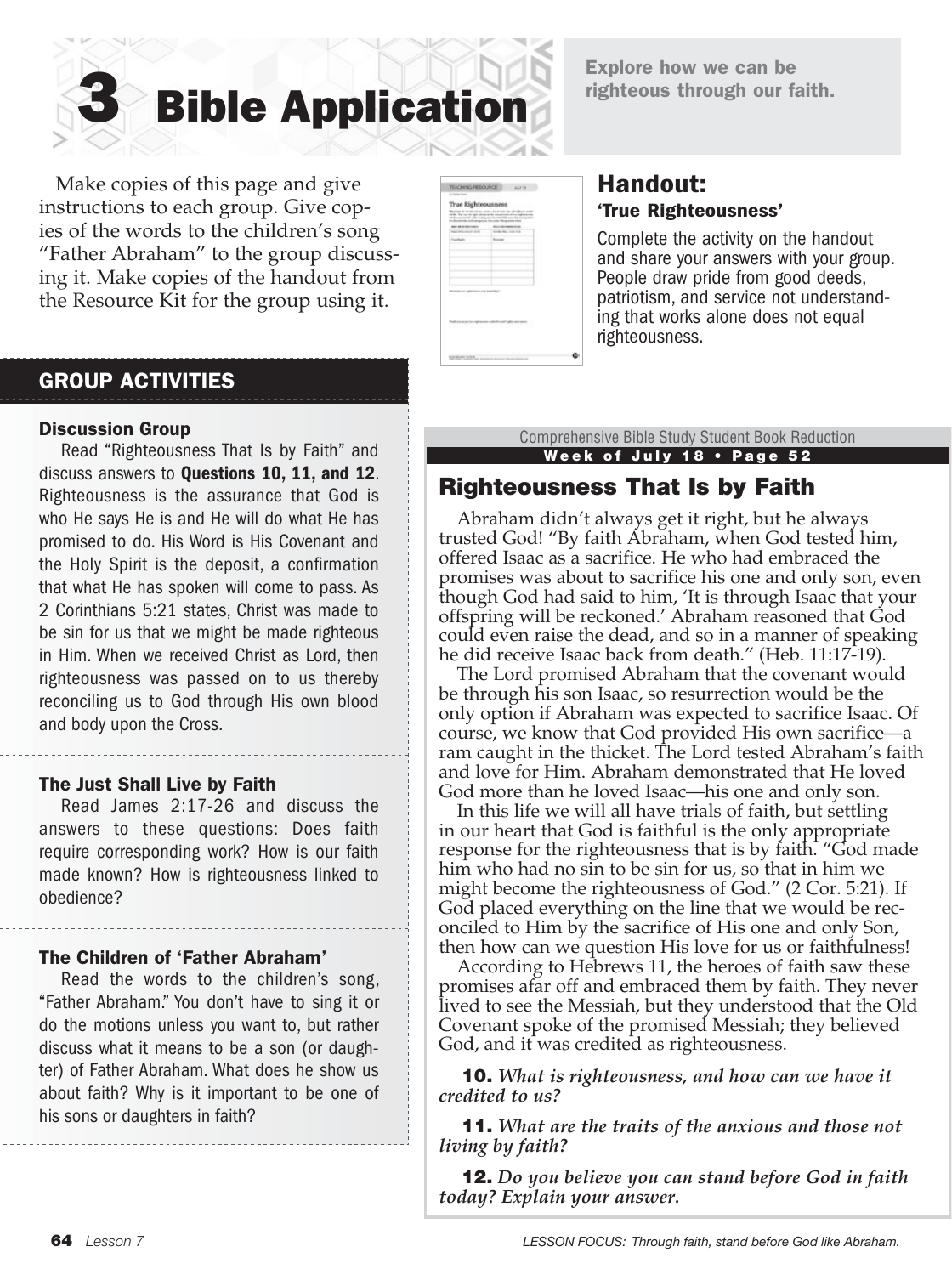# 3 Bible Application

**Explore how we can be righteous through our faith.**

Make copies of this page and give instructions to each group. Give copies of the words to the children's song "Father Abraham" to the group discussing it. Make copies of the handout from the Resource Kit for the group using it.

## Handout:

### 'True Righteousness'

Complete the activity on the handout and share your answers with your group. People draw pride from good deeds, patriotism, and service not understanding that works alone does not equal righteousness.

## GROUP ACTIVITIES

### Discussion Group

Read "Righteousness That Is by Faith" and discuss answers to **Questions 10, 11, and 12**. Righteousness is the assurance that God is who He says He is and He will do what He has promised to do. His Word is His Covenant and the Holy Spirit is the deposit, a confirmation that what He has spoken will come to pass. As 2 Corinthians 5:21 states, Christ was made to be sin for us that we might be made righteous in Him. When we received Christ as Lord, then righteousness was passed on to us thereby reconciling us to God through His own blood and body upon the Cross.

### The Just Shall Live by Faith

Read James 2:17-26 and discuss the answers to these questions: Does faith require corresponding work? How is our faith made known? How is righteousness linked to obedience?

### The Children of 'Father Abraham'

Read the words to the children's song, "Father Abraham." You don't have to sing it or do the motions unless you want to, but rather discuss what it means to be a son (or daughter) of Father Abraham. What does he show us about faith? Why is it important to be one of his sons or daughters in faith?

Comprehensive Bible Study Student Book Reduction

**Week of July 18 • Page 52**

## Righteousness That Is by Faith

Abraham didn't always get it right, but he always trusted God! "By faith Abraham, when God tested him, offered Isaac as a sacrifice. He who had embraced the promises was about to sacrifice his one and only son, even though God had said to him, 'It is through Isaac that your offspring will be reckoned.' Abraham reasoned that God could even raise the dead, and so in a manner of speaking he did receive Isaac back from death." (Heb. 11:17-19).

The Lord promised Abraham that the covenant would be through his son Isaac, so resurrection would be the only option if Abraham was expected to sacrifice Isaac. Of course, we know that God provided His own sacrifice—a ram caught in the thicket. The Lord tested Abraham's faith and love for Him. Abraham demonstrated that He loved God more than he loved Isaac—his one and only son.

In this life we will all have trials of faith, but settling in our heart that God is faithful is the only appropriate response for the righteousness that is by faith. "God made him who had no sin to be sin for us, so that in him we might become the righteousness of God." (2 Cor. 5:21). If God placed everything on the line that we would be reconciled to Him by the sacrifice of His one and only Son, then how can we question His love for us or faithfulness!

According to Hebrews 11, the heroes of faith saw these promises afar off and embraced them by faith. They never lived to see the Messiah, but they understood that the Old Covenant spoke of the promised Messiah; they believed God, and it was credited as righteousness.

**10.** *What is righteousness, and how can we have it credited to us?*

**11.** *What are the traits of the anxious and those not living by faith?*

**12.** *Do you believe you can stand before God in faith today? Explain your answer.*

LESSON FOCUS: Through faith, stand before God like Abraham.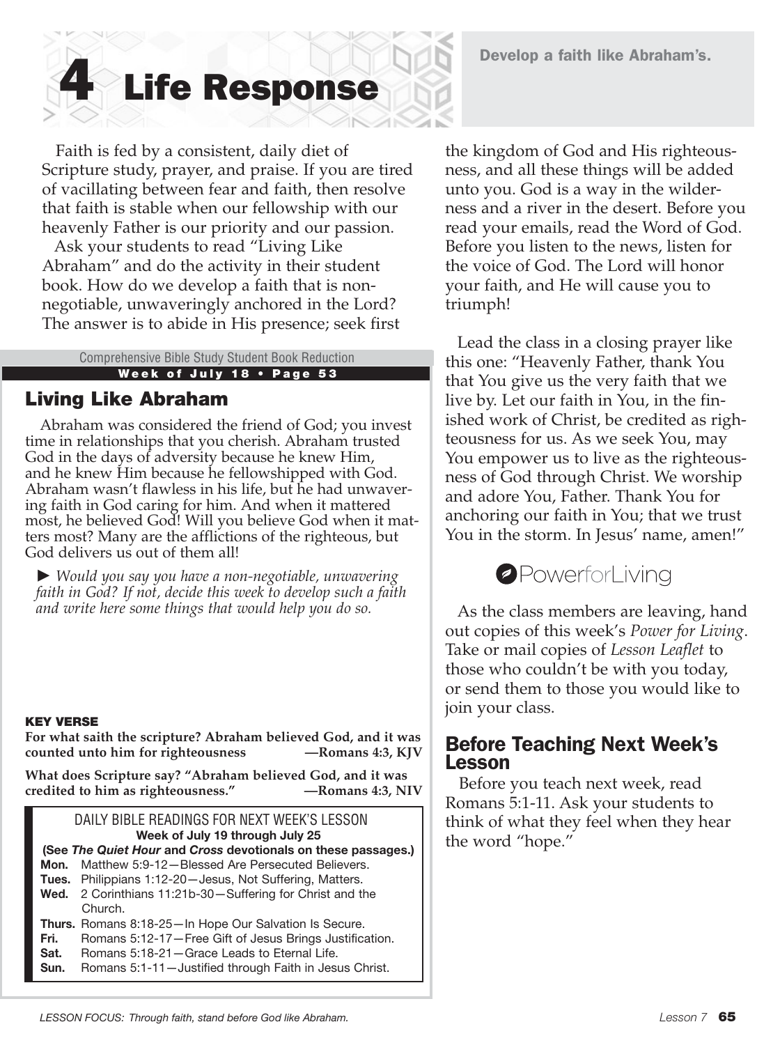# 4 Life Response

**Develop a faith like Abraham's.**

Faith is fed by a consistent, daily diet of Scripture study, prayer, and praise. If you are tired of vacillating between fear and faith, then resolve that faith is stable when our fellowship with our heavenly Father is our priority and our passion.

Ask your students to read "Living Like Abraham" and do the activity in their student book. How do we develop a faith that is non-negotiable, unwaveringly anchored in the Lord? The answer is to abide in His presence; seek first the kingdom of God and His righteousness, and all these things will be added unto you. God is a way in the wilderness and a river in the desert. Before you read your emails, read the Word of God. Before you listen to the news, listen for the voice of God. The Lord will honor your faith, and He will cause you to triumph!

Comprehensive Bible Study Student Book Reduction
**Week of July 18 • Page 53**

## Living Like Abraham

Abraham was considered the friend of God; you invest time in relationships that you cherish. Abraham trusted God in the days of adversity because he knew Him, and he knew Him because he fellowshipped with God. Abraham wasn't flawless in his life, but he had unwavering faith in God caring for him. And when it mattered most, he believed God! Will you believe God when it matters most? Many are the afflictions of the righteous, but God delivers us out of them all!

► *Would you say you have a non-negotiable, unwavering faith in God? If not, decide this week to develop such a faith and write here some things that would help you do so.*

**KEY VERSE**

**For what saith the scripture? Abraham believed God, and it was counted unto him for righteousness —Romans 4:3, KJV**

**What does Scripture say? "Abraham believed God, and it was credited to him as righteousness." —Romans 4:3, NIV**

DAILY BIBLE READINGS FOR NEXT WEEK'S LESSON
**Week of July 19 through July 25**
**(See *The Quiet Hour* and *Cross* devotionals on these passages.)**

- **Mon.** Matthew 5:9-12—Blessed Are Persecuted Believers.
- **Tues.** Philippians 1:12-20—Jesus, Not Suffering, Matters.
- **Wed.** 2 Corinthians 11:21b-30—Suffering for Christ and the Church.
- **Thurs.** Romans 8:18-25—In Hope Our Salvation Is Secure.
- **Fri.** Romans 5:12-17—Free Gift of Jesus Brings Justification.
- **Sat.** Romans 5:18-21—Grace Leads to Eternal Life.
- **Sun.** Romans 5:1-11—Justified through Faith in Jesus Christ.

Lead the class in a closing prayer like this one: "Heavenly Father, thank You that You give us the very faith that we live by. Let our faith in You, in the finished work of Christ, be credited as righteousness for us. As we seek You, may You empower us to live as the righteousness of God through Christ. We worship and adore You, Father. Thank You for anchoring our faith in You; that we trust You in the storm. In Jesus' name, amen!"

PowerforLiving

As the class members are leaving, hand out copies of this week's *Power for Living*. Take or mail copies of *Lesson Leaflet* to those who couldn't be with you today, or send them to those you would like to join your class.

## Before Teaching Next Week's Lesson

Before you teach next week, read Romans 5:1-11. Ask your students to think of what they feel when they hear the word "hope."

*LESSON FOCUS: Through faith, stand before God like Abraham.*